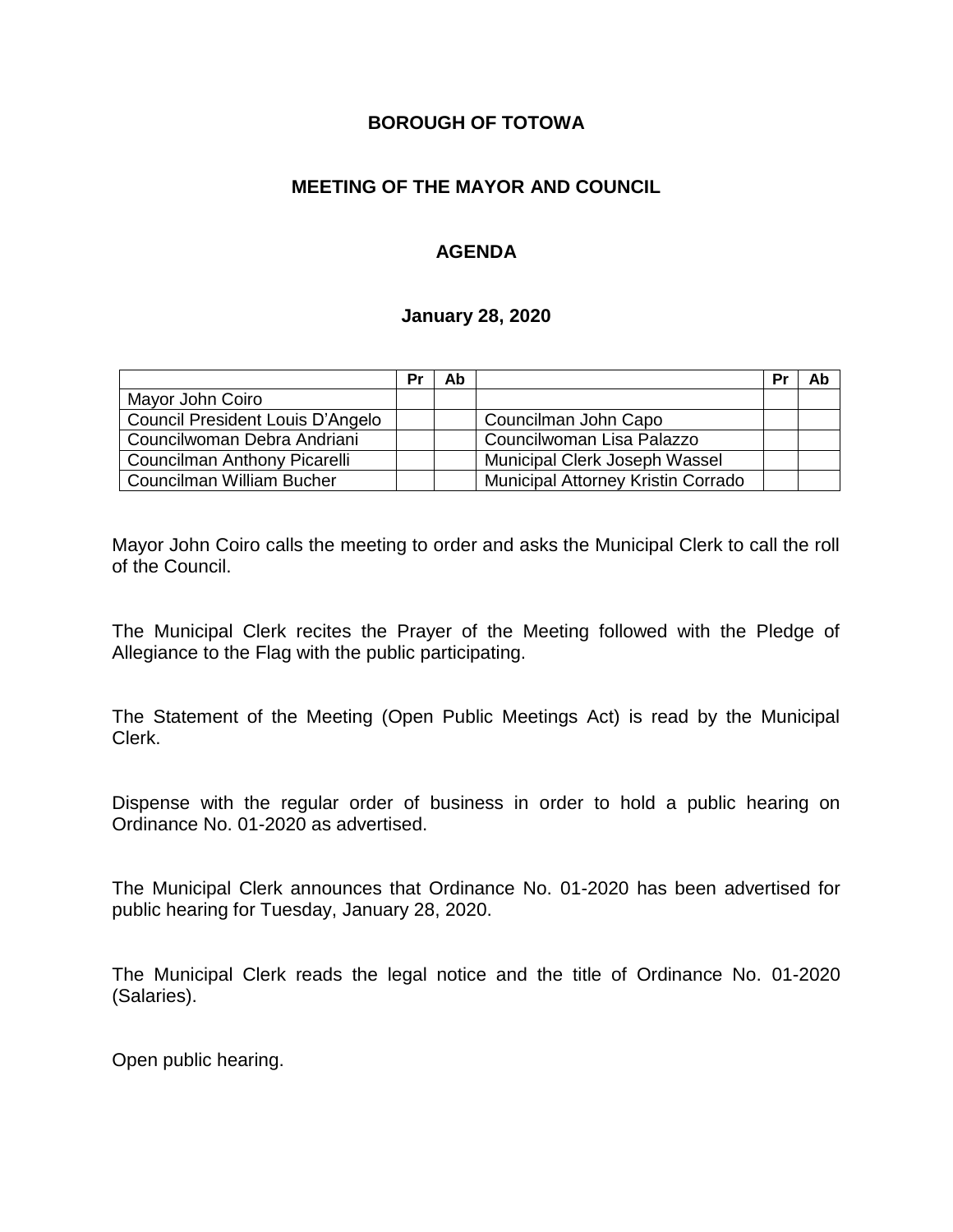**BOROUGH OF TOTOWA**

**MEETING OF THE MAYOR AND COUNCIL**

**AGENDA**

**January 28, 2020**

| | Pr | Ab | | Pr | Ab |
|---|---|---|---|---|---|
| Mayor John Coiro | | | | | |
| Council President Louis D'Angelo | | | Councilman John Capo | | |
| Councilwoman Debra Andriani | | | Councilwoman Lisa Palazzo | | |
| Councilman Anthony Picarelli | | | Municipal Clerk Joseph Wassel | | |
| Councilman William Bucher | | | Municipal Attorney Kristin Corrado | | |

Mayor John Coiro calls the meeting to order and asks the Municipal Clerk to call the roll of the Council.

The Municipal Clerk recites the Prayer of the Meeting followed with the Pledge of Allegiance to the Flag with the public participating.

The Statement of the Meeting (Open Public Meetings Act) is read by the Municipal Clerk.

Dispense with the regular order of business in order to hold a public hearing on Ordinance No. 01-2020 as advertised.

The Municipal Clerk announces that Ordinance No. 01-2020 has been advertised for public hearing for Tuesday, January 28, 2020.

The Municipal Clerk reads the legal notice and the title of Ordinance No. 01-2020 (Salaries).

Open public hearing.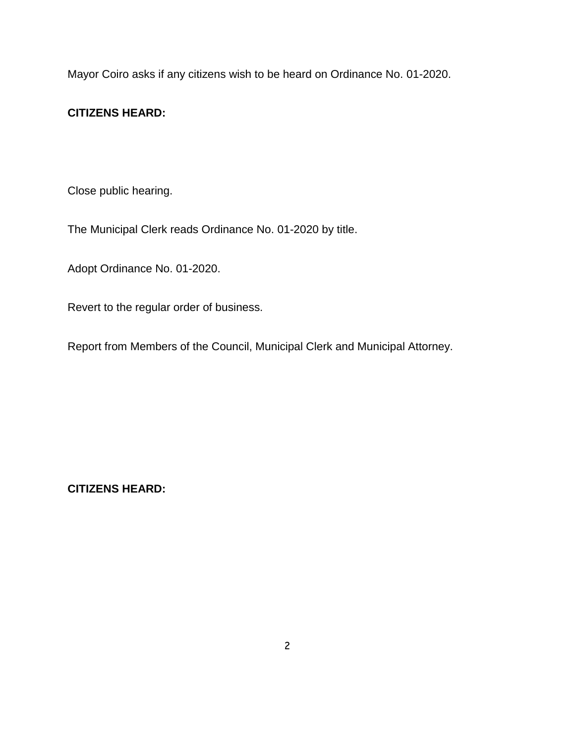Mayor Coiro asks if any citizens wish to be heard on Ordinance No. 01-2020.

**CITIZENS HEARD:**

Close public hearing.

The Municipal Clerk reads Ordinance No. 01-2020 by title.

Adopt Ordinance No. 01-2020.

Revert to the regular order of business.

Report from Members of the Council, Municipal Clerk and Municipal Attorney.

**CITIZENS HEARD:**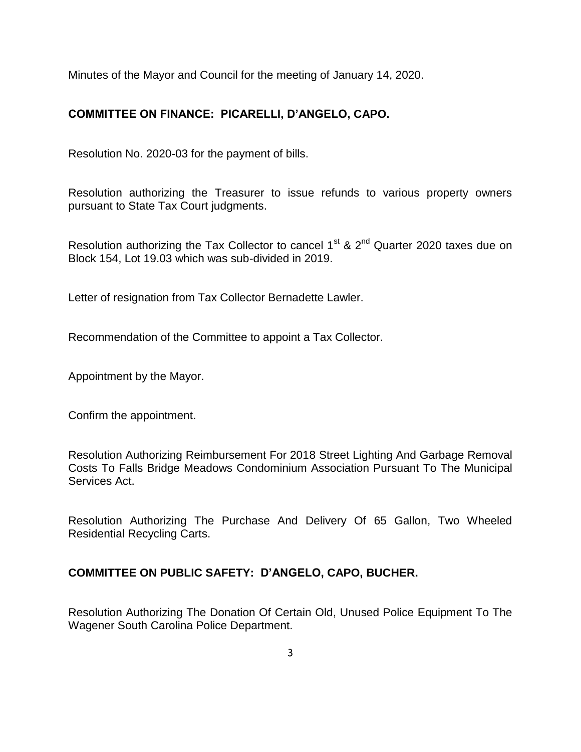Minutes of the Mayor and Council for the meeting of January 14, 2020.

**COMMITTEE ON FINANCE: PICARELLI, D'ANGELO, CAPO.**

Resolution No. 2020-03 for the payment of bills.

Resolution authorizing the Treasurer to issue refunds to various property owners pursuant to State Tax Court judgments.

Resolution authorizing the Tax Collector to cancel 1st & 2nd Quarter 2020 taxes due on Block 154, Lot 19.03 which was sub-divided in 2019.

Letter of resignation from Tax Collector Bernadette Lawler.

Recommendation of the Committee to appoint a Tax Collector.

Appointment by the Mayor.

Confirm the appointment.

Resolution Authorizing Reimbursement For 2018 Street Lighting And Garbage Removal Costs To Falls Bridge Meadows Condominium Association Pursuant To The Municipal Services Act.

Resolution Authorizing The Purchase And Delivery Of 65 Gallon, Two Wheeled Residential Recycling Carts.

**COMMITTEE ON PUBLIC SAFETY: D'ANGELO, CAPO, BUCHER.**

Resolution Authorizing The Donation Of Certain Old, Unused Police Equipment To The Wagener South Carolina Police Department.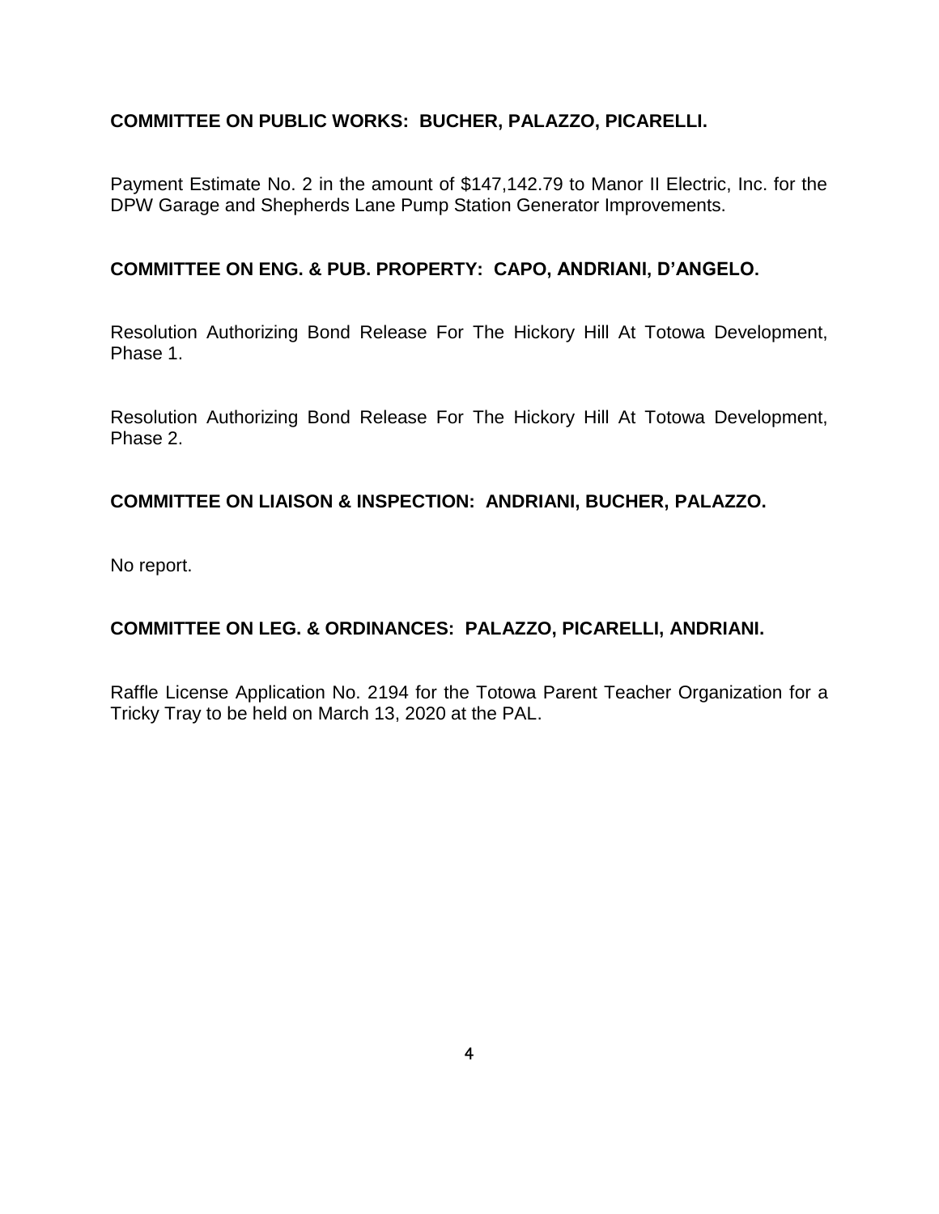**COMMITTEE ON PUBLIC WORKS: BUCHER, PALAZZO, PICARELLI.**

Payment Estimate No. 2 in the amount of $147,142.79 to Manor II Electric, Inc. for the DPW Garage and Shepherds Lane Pump Station Generator Improvements.

**COMMITTEE ON ENG. & PUB. PROPERTY: CAPO, ANDRIANI, D'ANGELO.**

Resolution Authorizing Bond Release For The Hickory Hill At Totowa Development, Phase 1.

Resolution Authorizing Bond Release For The Hickory Hill At Totowa Development, Phase 2.

**COMMITTEE ON LIAISON & INSPECTION: ANDRIANI, BUCHER, PALAZZO.**

No report.

**COMMITTEE ON LEG. & ORDINANCES: PALAZZO, PICARELLI, ANDRIANI.**

Raffle License Application No. 2194 for the Totowa Parent Teacher Organization for a Tricky Tray to be held on March 13, 2020 at the PAL.